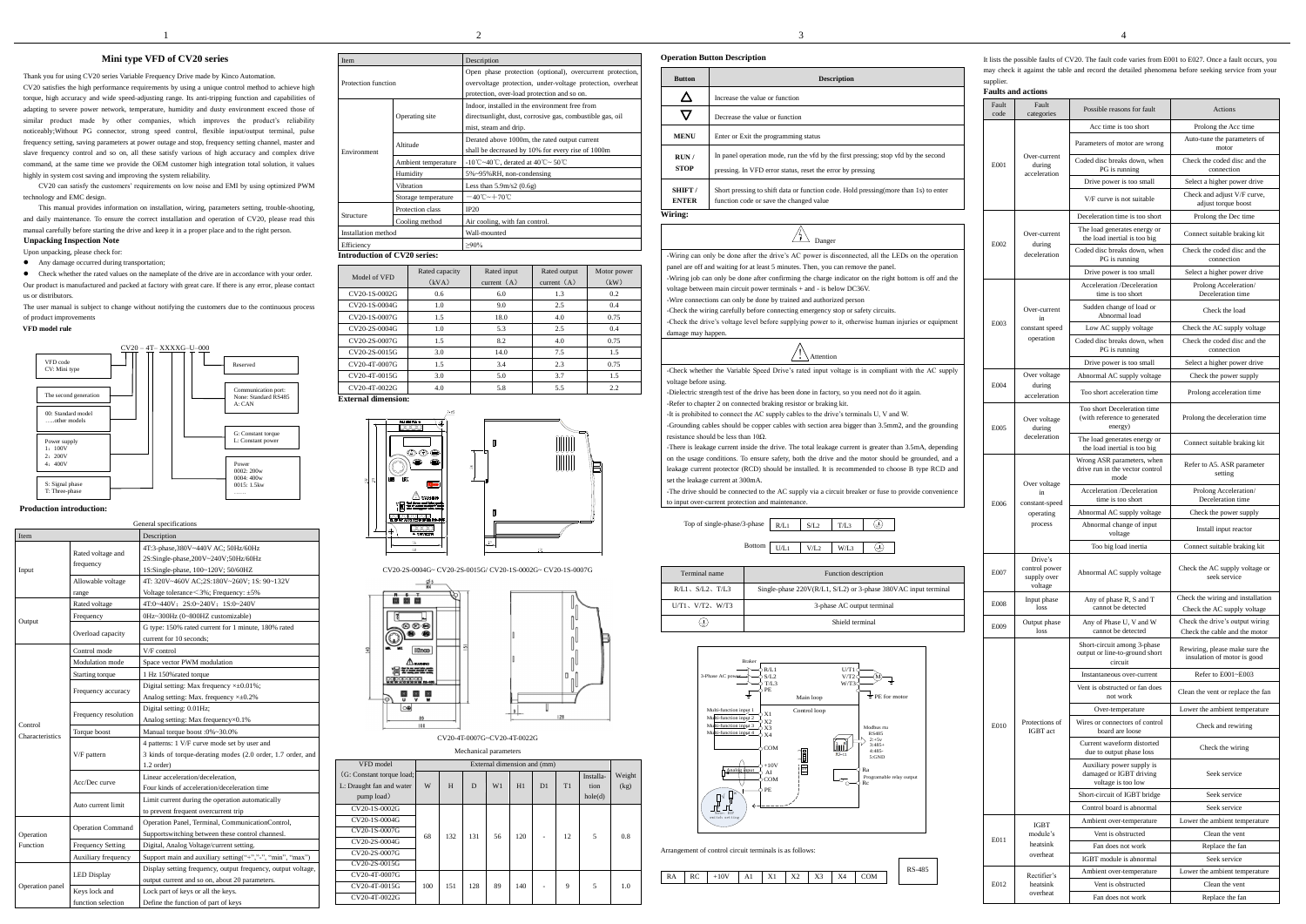# Mini type VFD of CV20 series

Thank you for using CV20 series Variable Frequency Drive made by Kinco Automation.

CV20 satisfies the high performance requirements by using a unique control method to achieve high torque, high accuracy and wide speed-adjusting range. Its anti-tripping function and capabilities of adapting to severe power network, temperature, humidity and dusty environment exceed those of similar product made by other companies, which improves the product's reliability noticeably;Without PG connector, strong speed control, flexible input/output terminal, pulse frequency setting, saving parameters at power outage and stop, frequency setting channel, master and slave frequency control and so on, all these satisfy various of high accuracy and complex drive command, at the same time we provide the OEM customer high integration total solution, it values highly in system cost saving and improving the system reliability.

CV20 can satisfy the customers' requirements on low noise and EMI by using optimized PWM technology and EMC design.

This manual provides information on installation, wiring, parameters setting, trouble-shooting, and daily maintenance. To ensure the correct installation and operation of CV20, please read this manual carefully before starting the drive and keep it in a proper place and to the right person.

### Unpacking Inspection Note

Upon unpacking, please check for:

- Any damage occurred during transportation;
- Check whether the rated values on the nameplate of the drive are in accordance with your order.

Our product is manufactured and packed at factory with great care. If there is any error, please contact us or distributors.

The user manual is subject to change without notifying the customers due to the continuous process of product improvements

**VFD model rule**

CV20 – 4T- XXXXG–U–000

- VFD code: CV: Mini type
- The second generation
- 00: Standard model; …..other models
- Power supply: 1: 100V; 2: 200V; 4: 400V
- S: Signal phase; T: Three-phase
- Reserved
- Communication port: None: Standard RS485; A: CAN
- G: Constant torque; L: Constant power
- Power: 0002: 200w; 0004: 400w; 0015: 1.5kw; ……

### Production introduction:

General specifications

| Item | | Description |
|---|---|---|
| Input | Rated voltage and frequency | 4T:3-phase,380V~440V AC; 50Hz/60Hz<br>2S:Single-phase,200V~240V;50Hz/60Hz<br>1S:Single-phase, 100~120V; 50/60HZ |
| | Allowable voltage range | 4T: 320V~460V AC;2S:180V~260V; 1S: 90~132V<br>Voltage tolerance<3%; Frequency: ±5% |
| Output | Rated voltage | 4T:0~440V; 2S:0~240V; 1S:0~240V |
| | Frequency | 0Hz~300Hz (0~800HZ customizable) |
| | Overload capacity | G type: 150% rated current for 1 minute, 180% rated current for 10 seconds; |
| Control Characteristics | Control mode | V/F control |
| | Modulation mode | Space vector PWM modulation |
| | Starting torque | 1 Hz 150%rated torque |
| | Frequency accuracy | Digital setting: Max frequency ×±0.01%;<br>Analog setting: Max. frequency ×±0.2% |
| | Frequency resolution | Digital setting: 0.01Hz;<br>Analog setting: Max frequency×0.1% |
| | Torque boost | Manual torque boost :0%~30.0% |
| | V/F pattern | 4 patterns: 1 V/F curve mode set by user and 3 kinds of torque-derating modes (2.0 order, 1.7 order, and 1.2 order) |
| | Acc/Dec curve | Linear acceleration/deceleration,<br>Four kinds of acceleration/deceleration time |
| | Auto current limit | Limit current during the operation automatically to prevent frequent overcurrent trip |
| Operation Function | Operation Command | Operation Panel, Terminal, CommunicationControl, Supportswitching between these control channesl. |
| | Frequency Setting | Digital, Analog Voltage/current setting. |
| | Auxiliary frequency | Support main and auxiliary setting("+","-", "min", "max") |
| Operation panel | LED Display | Display setting frequency, output frequency, output voltage, output current and so on, about 20 parameters. |
| | Keys lock and function selection | Lock part of keys or all the keys.<br>Define the function of part of keys |

| Item | | Description |
|---|---|---|
| Protection function | | Open phase protection (optional), overcurrent protection, overvoltage protection, under-voltage protection, overheat protection, over-load protection and so on. |
| Environment | Operating site | Indoor, installed in the environment free from directsunlight, dust, corrosive gas, combustible gas, oil mist, steam and drip. |
| | Altitude | Derated above 1000m, the rated output current shall be decreased by 10% for every rise of 1000m |
| | Ambient temperature | -10℃~40℃, derated at 40℃~50℃ |
| | Humidity | 5%~95%RH, non-condensing |
| | Vibration | Less than 5.9m/s2 (0.6g) |
| | Storage temperature | −40℃~+70℃ |
| Structure | Protection class | IP20 |
| | Cooling method | Air cooling, with fan control. |
| Installation method | | Wall-mounted |
| Efficiency | | ≥90% |

### Introduction of CV20 series:

| Model of VFD | Rated capacity (kVA) | Rated input current (A) | Rated output current (A) | Motor power (kW) |
|---|---|---|---|---|
| CV20-1S-0002G | 0.6 | 6.0 | 1.3 | 0.2 |
| CV20-1S-0004G | 1.0 | 9.0 | 2.5 | 0.4 |
| CV20-1S-0007G | 1.5 | 18.0 | 4.0 | 0.75 |
| CV20-2S-0004G | 1.0 | 5.3 | 2.5 | 0.4 |
| CV20-2S-0007G | 1.5 | 8.2 | 4.0 | 0.75 |
| CV20-2S-0015G | 3.0 | 14.0 | 7.5 | 1.5 |
| CV20-4T-0007G | 1.5 | 3.4 | 2.3 | 0.75 |
| CV20-4T-0015G | 3.0 | 5.0 | 3.7 | 1.5 |
| CV20-4T-0022G | 4.0 | 5.8 | 5.5 | 2.2 |

### External dimension:

CV20-2S-0004G~ CV20-2S-0015G/ CV20-1S-0002G~ CV20-1S-0007G

CV20-4T-0007G~CV20-4T-0022G

Mechanical parameters

| VFD model (G: Constant torque load; L: Draught fan and water pump load) | W | H | D | W1 | H1 | D1 | T1 | Installation hole(d) | Weight (kg) |
|---|---|---|---|---|---|---|---|---|---|
| CV20-1S-0002G | 68 | 132 | 131 | 56 | 120 | - | 12 | 5 | 0.8 |
| CV20-1S-0004G | | | | | | | | | |
| CV20-1S-0007G | | | | | | | | | |
| CV20-2S-0004G | | | | | | | | | |
| CV20-2S-0007G | | | | | | | | | |
| CV20-2S-0015G | | | | | | | | | |
| CV20-4T-0007G | 100 | 151 | 128 | 89 | 140 | - | 9 | 5 | 1.0 |
| CV20-4T-0015G | | | | | | | | | |
| CV20-4T-0022G | | | | | | | | | |

### Operation Button Description

| Button | Description |
|---|---|
| △ | Increase the value or function |
| ▽ | Decrease the value or function |
| MENU | Enter or Exit the programming status |
| RUN / STOP | In panel operation mode, run the vfd by the first pressing; stop vfd by the second pressing. In VFD error status, reset the error by pressing |
| SHIFT / ENTER | Short pressing to shift data or function code. Hold pressing(more than 1s) to enter function code or save the changed value |

### Wiring:

**Danger**

-Wiring can only be done after the drive's AC power is disconnected, all the LEDs on the operation panel are off and waiting for at least 5 minutes. Then, you can remove the panel.

-Wiring job can only be done after confirming the charge indicator on the right bottom is off and the voltage between main circuit power terminals + and - is below DC36V.

-Wire connections can only be done by trained and authorized person

-Check the wiring carefully before connecting emergency stop or safety circuits.

-Check the drive's voltage level before supplying power to it, otherwise human injuries or equipment damage may happen.

**Attention**

-Check whether the Variable Speed Drive's rated input voltage is in compliant with the AC supply voltage before using.

-Dielectric strength test of the drive has been done in factory, so you need not do it again.

-Refer to chapter 2 on connected braking resistor or braking kit.

-It is prohibited to connect the AC supply cables to the drive's terminals U, V and W.

-Grounding cables should be copper cables with section area bigger than 3.5mm2, and the grounding resistance should be less than 10Ω.

-There is leakage current inside the drive. The total leakage current is greater than 3.5mA, depending on the usage conditions. To ensure safety, both the drive and the motor should be grounded, and a leakage current protector (RCD) should be installed. It is recommended to choose B type RCD and set the leakage current at 300mA.

-The drive should be connected to the AC supply via a circuit breaker or fuse to provide convenience to input over-current protection and maintenance.

| Top of single-phase/3-phase | R/L1 | S/L2 | T/L3 | ⏚ |
|---|---|---|---|---|
| Bottom | U/L1 | V/L2 | W/L3 | ⏚ |

| Terminal name | Function description |
|---|---|
| R/L1、S/L2、T/L3 | Single-phase 220V(R/L1, S/L2) or 3-phase 380VAC input terminal |
| U/T1、V/T2、W/T3 | 3-phase AC output terminal |
| ⏚ | Shield terminal |

Arrangement of control circuit terminals is as follows:

| RA | RC | +10V | A1 | X1 | X2 | X3 | X4 | COM | RS-485 |
|---|---|---|---|---|---|---|---|---|---|

It lists the possible faults of CV20. The fault code varies from E001 to E027. Once a fault occurs, you may check it against the table and record the detailed phenomena before seeking service from your supplier.

### Faults and actions

| Fault code | Fault categories | Possible reasons for fault | Actions |
|---|---|---|---|
| E001 | Over-current during acceleration | Acc time is too short | Prolong the Acc time |
| | | Parameters of motor are wrong | Auto-tune the parameters of motor |
| | | Coded disc breaks down, when PG is running | Check the coded disc and the connection |
| | | Drive power is too small | Select a higher power drive |
| | | V/F curve is not suitable | Check and adjust V/F curve, adjust torque boost |
| E002 | Over-current during deceleration | Deceleration time is too short | Prolong the Dec time |
| | | The load generates energy or the load inertial is too big | Connect suitable braking kit |
| | | Coded disc breaks down, when PG is running | Check the coded disc and the connection |
| | | Drive power is too small | Select a higher power drive |
| E003 | Over-current in constant speed operation | Acceleration /Deceleration time is too short | Prolong Acceleration/ Deceleration time |
| | | Sudden change of load or Abnormal load | Check the load |
| | | Low AC supply voltage | Check the AC supply voltage |
| | | Coded disc breaks down, when PG is running | Check the coded disc and the connection |
| | | Drive power is too small | Select a higher power drive |
| E004 | Over voltage during acceleration | Abnormal AC supply voltage | Check the power supply |
| | | Too short acceleration time | Prolong acceleration time |
| E005 | Over voltage during deceleration | Too short Deceleration time (with reference to generated energy) | Prolong the deceleration time |
| | | The load generates energy or the load inertial is too big | Connect suitable braking kit |
| E006 | Over voltage in constant-speed operating process | Wrong ASR parameters, when drive run in the vector control mode | Refer to A5. ASR parameter setting |
| | | Acceleration /Deceleration time is too short | Prolong Acceleration/ Deceleration time |
| | | Abnormal AC supply voltage | Check the power supply |
| | | Abnormal change of input voltage | Install input reactor |
| | | Too big load inertia | Connect suitable braking kit |
| E007 | Drive's control power supply over voltage | Abnormal AC supply voltage | Check the AC supply voltage or seek service |
| E008 | Input phase loss | Any of phase R, S and T cannot be detected | Check the wiring and installation<br>Check the AC supply voltage |
| E009 | Output phase loss | Any of Phase U, V and W cannot be detected | Check the drive's output wiring<br>Check the cable and the motor |
| E010 | Protections of IGBT act | Short-circuit among 3-phase output or line-to-ground short circuit | Rewiring, please make sure the insulation of motor is good |
| | | Instantaneous over-current | Refer to E001~E003 |
| | | Vent is obstructed or fan does not work | Clean the vent or replace the fan |
| | | Over-temperature | Lower the ambient temperature |
| | | Wires or connectors of control board are loose | Check and rewiring |
| | | Current waveform distorted due to output phase loss | Check the wiring |
| | | Auxiliary power supply is damaged or IGBT driving voltage is too low | Seek service |
| | | Short-circuit of IGBT bridge | Seek service |
| | | Control board is abnormal | Seek service |
| E011 | IGBT module's heatsink overheat | Ambient over-temperature | Lower the ambient temperature |
| | | Vent is obstructed | Clean the vent |
| | | Fan does not work | Replace the fan |
| | | IGBT module is abnormal | Seek service |
| E012 | Rectifier's heatsink overheat | Ambient over-temperature | Lower the ambient temperature |
| | | Vent is obstructed | Clean the vent |
| | | Fan does not work | Replace the fan |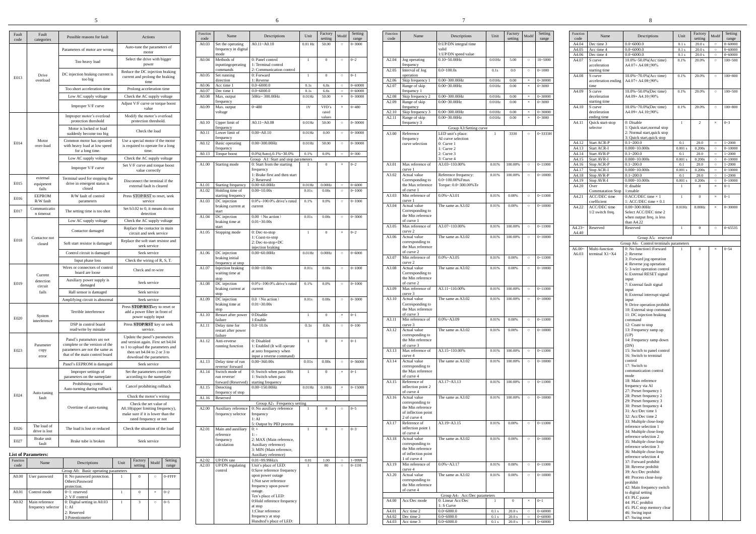| Fault code | Fault categories | Possible reasons for fault | Actions |
|---|---|---|---|
| E013 | Drive overload | Parameters of motor are wrong | Auto-tune the parameters of motor |
| | | Too heavy load | Select the drive with bigger power |
| | | DC injection braking current is too big | Reduce the DC injection braking current and prolong the braking time |
| | | Too short acceleration time | Prolong acceleration time |
| | | Low AC supply voltage | Check the AC supply voltage |
| | | Improper V/F curve | Adjust V/F curve or torque boost value |
| E014 | Motor over-load | Improper motor's overload protection threshold | Modify the motor's overload protection threshold. |
| | | Motor is locked or load suddenly become too big | Check the load |
| | | Common motor has operated with heavy load at low speed for a long time. | Use a special motor if the motor is required to operate for a long time. |
| | | Low AC supply voltage | Check the AC supply voltage |
| | | Improper V/F curve | Set V/F curve and torque boost value correctly |
| E015 | external equipment fails | Terminal used for stopping the drive in emergent status is closed | Disconnect the terminal if the external fault is cleared |
| E016 | EEPROM R/W fault | R/W fault of control parameters | Press STOP/RST to reset, seek service |
| E017 | Communication timeout | The setting time is too shot | Set b3.02 to 0, it means do not detection |
| E018 | Contactor not closed | Low AC supply voltage | Check the AC supply voltage |
| | | Contactor damaged | Replace the contactor in main circuit and seek service |
| | | Soft start resistor is damaged | Replace the soft start resistor and seek service |
| | | Control circuit is damaged | Seek service |
| | | Input phase loss | Check the wiring of R, S, T. |
| E019 | Current detection circuit fails | Wires or connectors of control board are loose | Check and re-wire |
| | | Auxiliary power supply is damaged | Seek service |
| | | Hall sensor is damaged | Seek service |
| | | Amplifying circuit is abnormal | Seek service |
| E020 | System interference | Terrible interference | Press **STOP/RST** key to reset or add a power filter in front of power supply input |
| | | DSP in control board read/write by mistake | Press **STOP/RST** key or seek service. |
| E023 | Parameter copy error | Panel's parameters are not complete or the version of the parameters are not the same as that of the main control board | Update the panel's parameters and version again. First set b4.04 to 1 to upload the parameters and then set b4.04 to 2 or 3 to download the parameters. |
| | | Panel's EEPROM is damaged | Seek service |
| E024 | Auto-tuning fault | Improper settings of parameters on the nameplate | Set the parameters correctly according to the nameplate |
| | | Prohibiting contra Auto-turning during rollback | Cancel prohibiting rollback |
| | | Overtime of auto-tuning | Check the motor's wiring |
| | | | Check the set value of A0.10(upper limiting frequency), make sure if it is lower than the rated frequency or not |
| E026 | The load of drive is lost | The load is lost or reduced | Check the situation of the load |
| E027 | Brake unit fault | Brake tube is broken | Seek service |

**List of Parameters:**

| Function code | Name | Descriptions | Unit | Factory setting | Modif | Setting range |
|---|---|---|---|---|---|---|
| Group A0：Basic operating parameters | | | | | | |
| A0.00 | User password | 0: No password protection. Others:Password protection. | 1 | 0 | ○ | 0~FFFF |
| A0.01 | Control mode | 0~1: reserved 2: V/F control | 1 | 0 | × | 0~2 |
| A0.02 | Main reference frequency selector | 0: Digital setting in A0.03 1: AI 2: Reserved 3:Potentiometer | 1 | 3 | ○ | 0~5 |
| A0.03 | Set the operating frequency in digital mode | A0.11~A0.10 | 0.01 Hz | 50.00 | ○ | 0~3000 |
| A0.04 | Methods of inputting operating commands | 0: Panel control 1: Terminal control 2: Communication control | 1 | 0 | ○ | 0~2 |
| A0.05 | Set running direction | 0: Forward 1: Reverse | 1 | 0 | ○ | 0~1 |
| A0.06 | Acc time 1 | 0.0~6000.0 | 0.1s | 6.0s | ○ | 0~60000 |
| A0.07 | Dec time 1 | 0.0~6000.0 | 0.1s | 6.0s | ○ | 0~60000 |
| A0.08 | Max. output frequency | 50Hz~ 300.00Hz | 0.01Hz | 50.00 | × | 0~30000 |
| A0.09 | Max. output voltage | 0~480 | 1V | VFD's rated values | × | 0~480 |
| A0.10 | Upper limit of frequency | A0.11~A0.08 | 0.01Hz | 50.00 | ○ | 0~30000 |
| A0.11 | Lower limit of frequency | 0.00~A0.10 | 0.01Hz | 0.00 | ○ | 0~30000 |
| A0.12 | Basic operating frequency | 0.00~300.00Hz | 0.01Hz | 50.00 | ○ | 0~30000 |
| A0.13 | Torque boost | 0.0%(Auto),0.1%~30.0% | 0.1% | 0.0% | ○ | 0~300 |
| Group A1: Start and stop parameters | | | | | | |
| A1.00 | Starting mode | 0: Start from the starting frequency 1: Brake first and then start 2: Reserved | 1 | 0 | × | 0~2 |
| A1.01 | Starting frequency | 0.00~60.00Hz | 0.01Hz | 0.00Hz | ○ | 0~6000 |
| A1.02 | Holding time of starting frequency | 0.00~10.00s | 0.01s | 0.00s | ○ | 0~1000 |
| A1.03 | DC injection braking current at start | 0.0%~100.0% drive's rated current | 0.1% | 0.0% | ○ | 0~1000 |
| A1.04 | DC injection braking time at start | 0.00（No action） 0.01~30.00s | 0.01s | 0.00s | ○ | 0~3000 |
| A1.05 | Stopping mode | 0: Dec-to-stop 1: Coast-to-stop 2: Dec-to-stop+DC injection braking | 1 | 0 | × | 0~2 |
| A1.06 | DC injection braking initial frequency at stop | 0.00~60.00Hz | 0.01Hz | 0.00Hz | ○ | 0~6000 |
| A1.07 | Injection braking waiting time at stop | 0.00~10.00s | 0.01s | 0.00s | ○ | 0~1000 |
| A1.08 | DC injection braking current at stop | 0.0%~100.0% drive's rated current | 0.1% | 0.0% | ○ | 0~1000 |
| A1.09 | DC injection braking time at stop | 0.0（No action） 0.01~30.00s | 0.01s | 0.00s | ○ | 0~3000 |
| A1.10 | Restart after power failure | 0:Disable 1:Enable | 1 | 0 | × | 0~1 |
| A1.11 | Delay time for restart after power failure | 0.0~10.0s | 0.1s | 0.0s | ○ | 0~100 |
| A1.12 | Anti-reverse running function | 0: Disabled 1: Enabled (It will operate at zero frequency when input a reverse command) | 1 | 0 | × | 0~1 |
| A1.13 | Delay time of run reverse/ forward | 0.00~360.00s | 0.01s | 0.00s | ○ | 0~36000 |
| A1.14 | Switch mode of run reverse/ forward (Reserved) | 0: Switch when pass 0Hz 1: Switch when pass starting frequency | 1 | 0 | × | 0~1 |
| A1.15 | Detecting frequency of stop | 0.00~150.00Hz | 0.01Hz | 0.10Hz | × | 0~15000 |
| A1.16 | Reserved | | | | | |
| Group A2：Frequency setting | | | | | | |
| A2.00 | Auxiliary reference frequency selector | 0: No auxiliary reference frequency 1: AI 5: Output by PID process | 1 | 0 | ○ | 0~5 |
| A2.01 | Main and auxiliary reference frequency calculation | 0: + 1: - 2: MAX (Main reference, Auxiliary reference) 3: MIN (Main reference, Auxiliary reference) | 1 | 0 | ○ | 0~3 |
| A2.02 | UP/DN rate | 0.01~99.99Hz/s | 0.01 | 1.00 | ○ | 1~9999 |
| A2.03 | UP/DN regulating control | Unit's place of LED: 0:Save reference frequency upon power outage 1:Not save reference frequency upon power outage. Ten's place of LED: 0:Hold reference frequency at stop 1:Clear reference frequency at stop Hundred's place of LED: 0:UP/DN integral time valid 1:UP/DN speed value | 1 | 00 | ○ | 0~11H |
| A2.04 | Jog operating frequency | 0.10~50.00Hz | 0.01Hz | 5.00 | ○ | 10~5000 |
| A2.05 | Interval of Jog operation | 0.0~100.0s | 0.1s | 0.0 | ○ | 0~1000 |
| A2.06 | Skip frequency 1 | 0.00~300.00Hz | 0.01Hz | 0.00 | × | 0~30000 |
| A2.07 | Range of skip frequency 1 | 0.00~30.00Hz | 0.01Hz | 0.00 | × | 0~3000 |
| A2.08 | Skip frequency 2 | 0.00~300.00Hz | 0.01Hz | 0.00 | × | 0~30000 |
| A2.09 | Range of skip frequency | 0.00~30.00Hz | 0.01Hz | 0.00 | × | 0~3000 |
| A2.10 | Skip frequency 3 | 0.00~300.00Hz | 0.01Hz | 0.00 | × | 0~30000 |
| A2.11 | Range of skip frequency 3 | 0.00~30.00Hz | 0.01Hz | 0.00 | × | 0~3000 |
| Group A3:Setting curve | | | | | | |
| A3.00 | Reference frequency curve selection | LED unit's place: AI curve selection 0: Curve 1 1: Curve 2 2: Curve 3 3: Curve 4 | 1 | 3330 | ○ | 0~3333H |
| A3.01 | Max reference of curve 1 | A3.03~110.00% | 0.01% | 100.00% | ○ | 0~11000 |
| A3.02 | Actual value Corresponding to the Max reference of curve 1 | Reference frequency: 0.0~100.00%Fmax Torque: 0.0~300.00%Te | 0.01% | 100.00% | ○ | 0~10000 |
| A3.03 | Min reference of curve 1 | 0.0%~A3.01 | 0.01% | 0.00% | ○ | 0~11000 |
| A3.04 | Actual value Corresponding to the Min reference of curve 1 | The same as A3.02 | 0.01% | 0.00% | ○ | 0~10000 |
| A3.05 | Max reference of curve 2 | A3.07~110.00% | 0.01% | 100.00% | ○ | 0~11000 |
| A3.06 | Actual value corresponding to the Max reference of curve 2 | The same as A3.02 | 0.01% | 100.00% | ○ | 0~10000 |
| A3.07 | Min reference of curve 2 | 0.0%~A3.05 | 0.01% | 0.00% | ○ | 0~11000 |
| A3.08 | Actual value Corresponding to the Min reference of curve 2 | The same as A3.02 | 0.01% | 0.00% | ○ | 0~10000 |
| A3.09 | Max reference of curve 3 | A3.11~110.00% | 0.01% | 100.00% | ○ | 0~11000 |
| A3.10 | Actual value Corresponding to the Max reference of curve 3 | The same as A3.02 | 0.01% | 100.00% | ○ | 0~10000 |
| A3.11 | Min reference of curve 3 | 0.0%~A3.09 | 0.01% | 0.00% | ○ | 0~11000 |
| A3.12 | Actual value corresponding to the Min reference of curve 3 | The same as A3.02 | 0.01% | 0.00% | ○ | 0~10000 |
| A3.13 | Max reference of curve 4 | A3.15~110.00% | 0.01% | 100.00% | ○ | 0~11000 |
| A3.14 | Actual value corresponding to the Max reference of curve 4 | The same as A3.02 | 0.01% | 100.00% | ○ | 0~10000 |
| A3.15 | Reference of inflection point 2 of curve 4 | A3.17~A3.13 | 0.01% | 100.00% | ○ | 0~11000 |
| A3.16 | Actual value corresponding to the Min reference of inflection point 2 of curve 4 | The same as A3.02 | 0.01% | 100.00% | ○ | 0~10000 |
| A3.17 | Reference of inflection point 1 of curve 4 | A3.19~A3.15 | 0.01% | 0.00% | ○ | 0~11000 |
| A3.18 | Actual value corresponding to the Min reference of inflection point 1 of curve 4 | The same as A3.02 | 0.01% | 0.00% | ○ | 0~10000 |
| A3.19 | Min reference of curve 4 | 0.0%~A3.17 | 0.01% | 0.00% | ○ | 0~11000 |
| A3.20 | Actual value corresponding to the Min reference of curve 4 | The same as A3.02 | 0.01% | 0.00% | ○ | 0~10000 |
| Group A4：Acc/Dec parameters | | | | | | |
| A4.00 | Acc/Dec mode | 0: Linear Acc/Dec 1: S Curve | 1 | 0 | × | 0~1 |
| A4.01 | Acc time 2 | 0.0~6000.0 | 0.1 s | 20.0 s | ○ | 0~60000 |
| A4.02 | Dec time 2 | 0.0~6000.0 | 0.1 s | 20.0 s | ○ | 0~60000 |
| A4.03 | Acc time 3 | 0.0~6000.0 | 0.1 s | 20.0 s | ○ | 0~60000 |
| A4.04 | Dec time 3 | 0.0~6000.0 | 0.1 s | 20.0 s | ○ | 0~60000 |
| A4.05 | Acc time 4 | 0.0~6000.0 | 0.1 s | 20.0 s | ○ | 0~60000 |
| A4.06 | Dec time 4 | 0.0~6000.0 | 0.1 s | 20.0 s | ○ | 0~60000 |
| A4.07 | S curve acceleration starting time | 10.0%~50.0%(Acc time) A4.07+ A4.08≤90% | 0.1% | 20.0% | ○ | 100~500 |
| A4.08 | S curve acceleration ending time | 10.0%~70.0%(Acc time) A4.07+ A4.08≤90% | 0.1% | 20.0% | ○ | 100~800 |
| A4.09 | S curve deceleration starting time | 10.0%~50.0%(Dec time) A4.09+ A4.10≤90% | 0.1% | 20.0% | ○ | 100~500 |
| A4.10 | S curve deceleration ending time | 10.0%~70.0%(Dec time) A4.09+ A4.10≤90% | 0.1% | 20.0% | ○ | 100~800 |
| A4.11 | Quick start-stop selector | 0: Disable 1: Quick start,normal stop 2: Normal start,quick stop 3: Quick start,quick stop | 1 | 2 | × | 0~3 |
| A4.12 | Start ACR-P | 0.1~200.0 | 0.1 | 20.0 | ○ | 1~2000 |
| A4.13 | Start ACR-I | 0.000~10.000s | 0.001 s | 0.200s | ○ | 0~10000 |
| A4.14 | Start AVR-P | 0.1~200.0 | 0.1 | 20.0 | ○ | 1~2000 |
| A4.15 | Start AVR-I | 0.000~10.000s | 0.001 s | 0.200s | ○ | 0~10000 |
| A4.16 | Stop ACR-P | 0.1~200.0 | 0.1 | 20.0 | ○ | 1~2000 |
| A4.17 | Stop ACR-I | 0.000~10.000s | 0.001 s | 0.200s | ○ | 0~10000 |
| A4.18 | Stop AVR-P | 0.1~200.0 | 0.1 | 20.0 | ○ | 1~2000 |
| A4.19 | Stop AVR-I | 0.000~10.000s | 0.001 s | 0.200s | ○ | 0~10000 |
| A4.20 | Over Commtatation Stop | 0: disable 1:enable | 1 | 0 | × | 0~1 |
| A4.21 | ACC/DEC time coefficient | 0: ACC/DEC time × 1 1: ACC/DEC time × 0.1 | 1 | 0 | × | 0~1 |
| A4.22 | ACC/DEC time 1/2 switch freq. | 0.00~300.00Hz Select ACC/DEC time 2 when output freq. is less than A4.22 | 0.01Hz | 0.00Hz | × | 0~30000 |
| A4.23~A4.40 | Reserved | Reserved | 1 | 0 | ○ | 0~65535 |
| Group A5：reserved | | | | | | |
| Group A6：Control terminals parameters | | | | | | |
| A6.00~A6.03 | Multi-function terminal X1~X4 | 0: No function1:Forward 2: Reverse 3: Forward jog operation 4: Reverse jog operation 5: 3-wire operation control 6: External RESET signal input 7: External fault signal input 8: External interrupt signal input 9: Drive operation prohibit 10: External stop command 11: DC injection braking command 12: Coast to stop 13: Frequency ramp up (UP) 14: Frequency ramp down (DN) 15: Switch to panel control 16: Switch to terminal control 17: Switch to communication control mode 18: Main reference frequency via AI 27: Preset frequency 1 28: Preset frequency 2 29: Preset frequency 3 30: Preset frequency 4 31: Acc/Dec time 1 32: Acc/Dec time 2 33: Multiple close-loop reference selection 1 34: Multiple close-loop reference selection 2 35: Multiple close-loop reference selection 3 36: Multiple close-loop reference selection 4 37: Forward prohibit 38: Reverse prohibit 39: Acc/Dec prohibit 40: Process close-loop prohibit 42: Main frequency switch to digital setting 43: PLC pause 44: PLC prohibit 45: PLC stop memory clear 46: Swing input 47: Swing reset | 1 | 0 | × | 0~54 |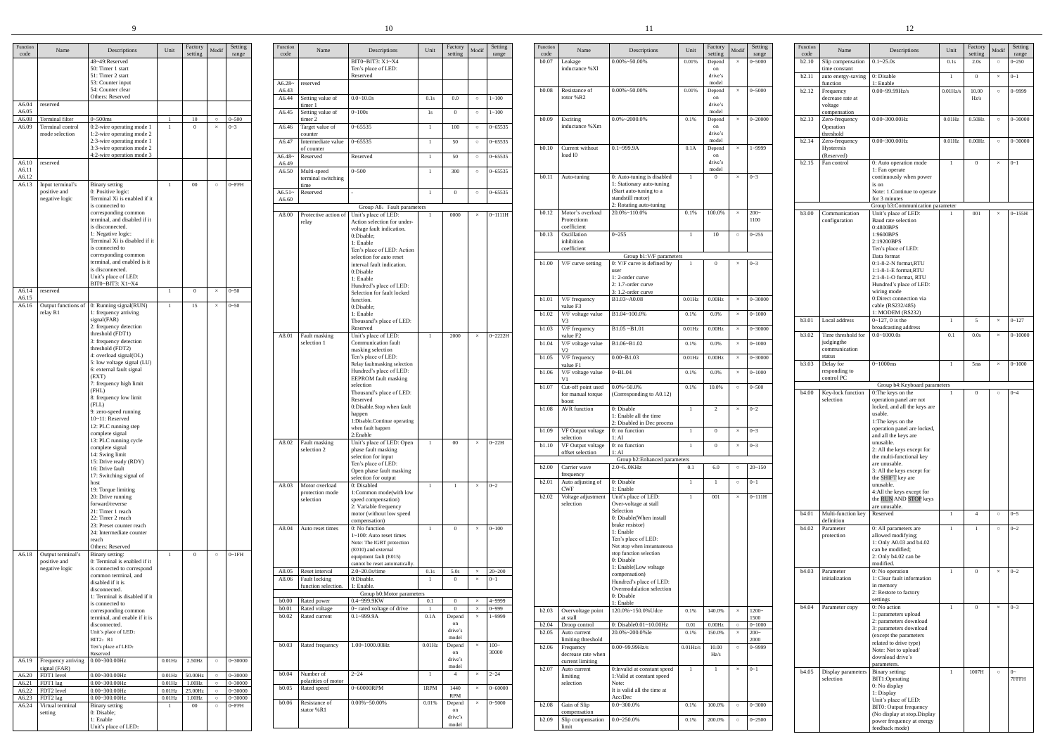| Function code | Name | Descriptions | Unit | Factory setting | Modif | Setting range |
|---|---|---|---|---|---|---|
| | | 48~49:Reserved<br>50: Timer 1 start<br>51: Timer 2 start<br>53: Counter input<br>54: Counter clear<br>Others: Reserved | | | | |
| A6.04<br>A6.05 | reserved | | | | | |
| A6.08 | Terminal filter | 0~500ms | 1 | 10 | ○ | 0~500 |
| A6.09 | Terminal control mode selection | 0:2-wire operating mode 1<br>1:2-wire operating mode 2<br>2:3-wire operating mode 1<br>3:3-wire operating mode 2<br>4:2-wire operation mode 3 | 1 | 0 | × | 0~3 |
| A6.10<br>A6.11<br>A6.12 | reserved | | | | | |
| A6.13 | Input terminal's positive and negative logic | Binary setting<br>0: Positive logic: Terminal Xi is enabled if it is connected to corresponding common terminal, and disabled if it is disconnected.<br>1: Negative logic: Terminal Xi is disabled if it is connected to corresponding common terminal, and enabled is it is disconnected.<br>Unit's place of LED:<br>BIT0~BIT3: X1~X4 | 1 | 00 | ○ | 0~FFH |
| A6.14<br>A6.15 | reserved | | 1 | 0 | × | 0~50 |
| A6.16 | Output functions of relay R1 | 0: Running signal(RUN)<br>1: frequency arriving signal(FAR)<br>2: frequency detection threshold (FDT1)<br>3: frequency detection threshold (FDT2)<br>4: overload signal(OL)<br>5: low voltage signal (LU)<br>6: external fault signal (EXT)<br>7: frequency high limit (FHL)<br>8: frequency low limit (FLL)<br>9: zero-speed running<br>10~11: Reserved<br>12: PLC running step complete signal<br>13: PLC running cycle complete signal<br>14: Swing limit<br>15: Drive ready (RDY)<br>16: Drive fault<br>17: Switching signal of host<br>19: Torque limiting<br>20: Drive running forward/reverse<br>21: Timer 1 reach<br>22: Timer 2 reach<br>23: Preset counter reach<br>24: Intermediate counter reach<br>Others: Reserved | 1 | 15 | × | 0~50 |
| A6.18 | Output terminal's positive and negative logic | Binary setting:<br>0: Terminal is enabled if it is connected to correspond common terminal, and disabled if it is disconnected.<br>1: Terminal is disabled if it is connected to corresponding common terminal, and enable if it is disconnected.<br>Unit's place of LED:<br>BIT2：R1<br>Ten's place of LED:<br>Reserved | 1 | 0 | ○ | 0~1FH |
| A6.19 | Frequency arriving signal (FAR) | 0.00~300.00Hz | 0.01Hz | 2.50Hz | ○ | 0~30000 |
| A6.20 | FDT1 level | 0.00~300.00Hz | 0.01Hz | 50.00Hz | ○ | 0~30000 |
| A6.21 | FDT1 lag | 0.00~300.00Hz | 0.01Hz | 1.00Hz | ○ | 0~30000 |
| A6.22 | FDT2 level | 0.00~300.00Hz | 0.01Hz | 25.00Hz | ○ | 0~30000 |
| A6.23 | FDT2 lag | 0.00~300.00Hz | 0.01Hz | 1.00Hz | ○ | 0~30000 |
| A6.24 | Virtual terminal setting | Binary setting<br>0: Disable;<br>1: Enable<br>Unit's place of LED:<br>BIT0~BIT3: X1~X4<br>Ten's place of LED:<br>Reserved | 1 | 00 | ○ | 0~FFH |
| A6.28~<br>A6.43 | reserved | | | | | |
| A6.44 | Setting value of timer 1 | 0.0~10.0s | 0.1s | 0.0 | ○ | 1~100 |
| A6.45 | Setting value of timer 2 | 0~100s | 1s | 0 | ○ | 1~100 |
| A6.46 | Target value of counter | 0~65535 | 1 | 100 | ○ | 0~65535 |
| A6.47 | Intermediate value of counter | 0~65535 | 1 | 50 | ○ | 0~65535 |
| A6.48~<br>A6.49 | Reserved | Reserved | 1 | 50 | ○ | 0~65535 |
| A6.50 | Multi-speed terminal switching time | 0~500 | 1 | 300 | ○ | 0~65535 |
| A6.51~<br>A6.60 | Reserved | - | 1 | 0 | ○ | 0~65535 |
| | | **Group A8: Fault parameters** | | | | |
| A8.00 | Protective action of relay | Unit's place of LED:<br>Action selection for under-voltage fault indication.<br>0:Disable;<br>1: Enable<br>Ten's place of LED: Action selection for auto reset interval fault indication.<br>0:Disable<br>1: Enable<br>Hundred's place of LED: Selection for fault locked function.<br>0:Disable;<br>1: Enable<br>Thousand's place of LED: Reserved | 1 | 0000 | × | 0~1111H |
| A8.01 | Fault masking selection 1 | Unit's place of LED: Communication fault masking selection<br>Ten's place of LED: Relay faultmasking selection<br>Hundred's place of LED: EEPROM fault masking selection<br>Thousand's place of LED: Reserved<br>0:Disable.Stop when fault happen<br>1:Disable.Continue operating when fault happen<br>2:Enable | 1 | 2000 | × | 0~2222H |
| A8.02 | Fault masking selection 2 | Unit's place of LED: Open phase fault masking selection for input<br>Ten's place of LED: Open phase fault masking selection for output | 1 | 00 | × | 0~22H |
| A8.03 | Motor overload protection mode selection | 0: Disabled<br>1:Common mode(with low speed compensation)<br>2: Variable frequency motor (without low speed compensation) | 1 | 1 | × | 0~2 |
| A8.04 | Auto reset times | 0: No function<br>1~100: Auto reset times<br>Note: The IGBT protection (E010) and external equipment fault (E015) cannot be reset automatically. | 1 | 0 | × | 0~100 |
| A8.05 | Reset interval | 2.0~20.0s/time | 0.1s | 5.0s | × | 20~200 |
| A8.06 | Fault locking function selection. | 0:Disable.<br>1: Enable. | 1 | 0 | × | 0~1 |
| | | **Group b0:Motor parameters** | | | | |
| b0.00 | Rated power | 0.4~999.9KW | 0.1 | 0 | × | 4~9999 |
| b0.01 | Rated voltage | 0~ rated voltage of drive | 1 | 0 | × | 0~999 |
| b0.02 | Rated current | 0.1~999.9A | 0.1A | Depend on drive's model | × | 1~9999 |
| b0.03 | Rated frequency | 1.00~1000.00Hz | 0.01Hz | Depend on drive's model | × | 100~30000 |
| b0.04 | Number of polarities of motor | 2~24 | 1 | 4 | × | 2~24 |
| b0.05 | Rated speed | 0~60000RPM | 1RPM | 1440 RPM | × | 0~60000 |
| b0.06 | Resistance of stator %R1 | 0.00%~50.00% | 0.01% | Depend on drive's model | × | 0~5000 |
| b0.07 | Leakage inductance %Xl | 0.00%~50.00% | 0.01% | Depend on drive's model | × | 0~5000 |
| b0.08 | Resistance of rotor %R2 | 0.00%~50.00% | 0.01% | Depend on drive's model | × | 0~5000 |
| b0.09 | Exciting inductance %Xm | 0.0%~2000.0% | 0.1% | Depend on drive's model | × | 0~20000 |
| b0.10 | Current without load I0 | 0.1~999.9A | 0.1A | Depend on drive's model | × | 1~9999 |
| b0.11 | Auto-tuning | 0: Auto-tuning is disabled<br>1: Stationary auto-tuning (Start auto-tuning to a standstill motor)<br>2: Rotating auto-tuning | 1 | 0 | × | 0~3 |
| b0.12 | Motor's overload Protectionn coefficient | 20.0%~110.0% | 0.1% | 100.0% | × | 200~1100 |
| b0.13 | Oscillation inhibition coefficient | 0~255 | 1 | 10 | ○ | 0~255 |
| | | **Group b1:V/F parameters** | | | | |
| b1.00 | V/F curve setting | 0: V/F curve is defined by user<br>1: 2-order curve<br>2: 1.7-order curve<br>3: 1.2-order curve | 1 | 0 | × | 0~3 |
| b1.01 | V/F frequency value F3 | B1.03~A0.08 | 0.01Hz | 0.00Hz | × | 0~30000 |
| b1.02 | V/F voltage value V3 | B1.04~100.0% | 0.1% | 0.0% | × | 0~1000 |
| b1.03 | V/F frequency value F2 | B1.05 ~B1.01 | 0.01Hz | 0.00Hz | × | 0~30000 |
| b1.04 | V/F voltage value V2 | B1.06~B1.02 | 0.1% | 0.0% | × | 0~1000 |
| b1.05 | V/F frequency value F1 | 0.00~B1.03 | 0.01Hz | 0.00Hz | × | 0~30000 |
| b1.06 | V/F voltage value V1 | 0~B1.04 | 0.1% | 0.0% | × | 0~1000 |
| b1.07 | Cut-off point used for manual torque boost | 0.0%~50.0% (Corresponding to A0.12) | 0.1% | 10.0% | ○ | 0~500 |
| b1.08 | AVR function | 0: Disable<br>1: Enable all the time<br>2: Disabled in Dec process | 1 | 2 | × | 0~2 |
| b1.09 | VF Output voltage selection | 0: no function<br>1: AI | 1 | 0 | × | 0~3 |
| b1.10 | VF Output voltage offset selection | 0: no function<br>1: AI | 1 | 0 | × | 0~3 |
| | | **Group b2:Enhanced parameters** | | | | |
| b2.00 | Carrier wave frequency | 2.0~6..0KHz | 0.1 | 6.0 | ○ | 20~150 |
| b2.01 | Auto adjusting of CWF | 0: Disable<br>1: Enable | 1 | 1 | ○ | 0~1 |
| b2.02 | Voltage adjustment selection | Unit's place of LED: Over-voltage at stall Selection<br>0: Disable(When install brake resistor)<br>1: Enable<br>Ten's place of LED: Not stop when instantaneous stop function selection<br>0: Disable<br>1: Enable(Low voltage compensation)<br>Hundred's place of LED: Overmodulation selection<br>0: Disable<br>1: Enable | 1 | 001 | × | 0~111H |
| b2.03 | Overvoltage point at stall | 120.0%~150.0%Udce | 0.1% | 140.0% | × | 1200~1500 |
| b2.04 | Droop control | 0: Disable0.01~10.00Hz | 0.01 | 0.00Hz | ○ | 0~1000 |
| b2.05 | Auto current limiting threshold | 20.0%~200.0%Ie | 0.1% | 150.0% | × | 200~2000 |
| b2.06 | Frequency decrease rate when current limiting | 0.00~99.99Hz/s | 0.01Hz/s | 10.00 Hz/s | ○ | 0~9999 |
| b2.07 | Auto current limiting selection | 0:Invalid at constant speed<br>1:Valid at constant speed<br>Note:<br>It is valid all the time at Acc/Dec | 1 | 1 | × | 0~1 |
| b2.08 | Gain of Slip compensation | 0.0~300.0% | 0.1% | 100.0% | ○ | 0~3000 |
| b2.09 | Slip compensation limit | 0.0~250.0% | 0.1% | 200.0% | ○ | 0~2500 |
| b2.10 | Slip compensation time constant | 0.1~25.0s | 0.1s | 2.0s | ○ | 0~250 |
| b2.11 | auto energy-saving function | 0: Disable<br>1: Enable | 1 | 0 | × | 0~1 |
| b2.12 | Frequency decrease rate at voltage compensation | 0.00~99.99Hz/s | 0.01Hz/s | 10.00 Hz/s | ○ | 0~9999 |
| b2.13 | Zero-frequency Operation threshold | 0.00~300.00Hz | 0.01Hz | 0.50Hz | ○ | 0~30000 |
| b2.14 | Zero-frequency Hysteresis (Reserved) | 0.00~300.00Hz | 0.01Hz | 0.00Hz | ○ | 0~30000 |
| b2.15 | Fan control | 0: Auto operation mode<br>1: Fan operate continuously when power is on<br>Note: 1.Continue to operate for 3 minutes | 1 | 0 | × | 0~1 |
| | | **Group b3:Communication parameter** | | | | |
| b3.00 | Communication configuration | Unit's place of LED: Baud rate selection<br>0:4800BPS<br>1:9600BPS<br>2:19200BPS<br>Ten's place of LED: Data format<br>0:1-8-2-N format,RTU<br>1:1-8-1-E format,RTU<br>2:1-8-1-O format, RTU<br>Hundred's place of LED: wiring mode<br>0:Direct connection via cable (RS232/485)<br>1: MODEM (RS232) | 1 | 001 | × | 0~155H |
| b3.01 | Local address | 0~127, 0 is the broadcasting address | 1 | 5 | × | 0~127 |
| b3.02 | Time threshold for judgingthe communication status | 0.0~1000.0s | 0.1 | 0.0s | × | 0~10000 |
| b3.03 | Delay for responding to control PC | 0~1000ms | 1 | 5ms | × | 0~1000 |
| | | **Group b4:Keyboard parameters** | | | | |
| b4.00 | Key-lock function selection | 0:The keys on the operation panel are not locked, and all the keys are usable.<br>1:The keys on the operation panel are locked, and all the keys are unusable.<br>2: All the keys except for the multi-functional key are unusable.<br>3: All the keys except for the SHIFT key are unusable.<br>4:All the keys except for the RUN AND STOP keys are unusable. | 1 | 0 | ○ | 0~4 |
| b4.01 | Multi-function key definition | Reserved | 1 | 4 | ○ | 0~5 |
| b4.02 | Parameter protection | 0: All parameters are allowed modifying;<br>1: Only A0.03 and b4.02 can be modified;<br>2: Only b4.02 can be modified. | 1 | 1 | ○ | 0~2 |
| b4.03 | Parameter initialization | 0: No operation<br>1: Clear fault information in memory<br>2: Restore to factory settings | 1 | 0 | × | 0~2 |
| b4.04 | Parameter copy | 0: No action<br>1: parameters upload<br>2: parameters download<br>3: parameters download (except the parameters related to drive type)<br>Note: Not to upload/ download drive's parameters. | 1 | 0 | × | 0~3 |
| b4.05 | Display parameters selection | Binary setting:<br>BIT1:Operating<br>0: No display<br>1: Display<br>Unit's place of LED:<br>BIT0: Output frequency (No display at stop.Display power frequency at energy feedback mode) | 1 | 1007H | ○ | 0~7FFFH |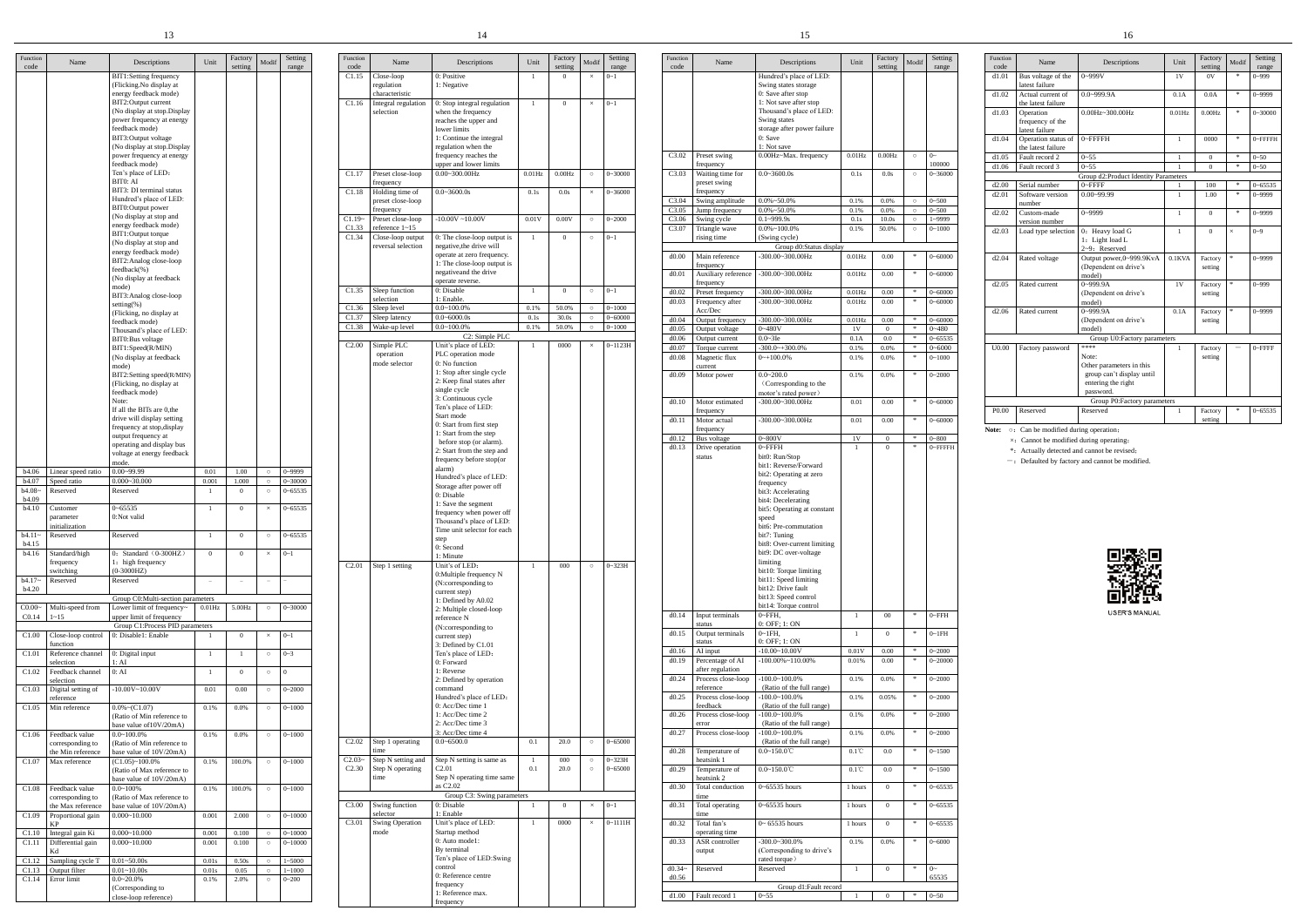| Function code | Name | Descriptions | Unit | Factory setting | Modif | Setting range |
|---|---|---|---|---|---|---|
| | | BIT1:Setting frequency (Flicking.No display at energy feedback mode) BIT2:Output current (No display at stop.Display power frequency at energy feedback mode) BIT3:Output voltage (No display at stop.Display power frequency at energy feedback mode) Ten's place of LED: BIT0: AI BIT3: DI terminal status Hundred's place of LED: BIT0:Output power (No display at stop and energy feedback mode) BIT1:Output torque (No display at stop and energy feedback mode) BIT2:Analog close-loop feedback(%) (No display at feedback mode) BIT3:Analog close-loop setting(%) (Flicking, no display at feedback mode) Thousand's place of LED: BIT0:Bus voltage BIT1:Speed(R/MIN) (No display at feedback mode) BIT2:Setting speed(R/MIN) (Flicking, no display at feedback mode) Note: If all the BITs are 0,the drive will display setting frequency at stop,display output frequency at operating and display bus voltage at energy feedback mode. | | | | |
| b4.06 | Linear speed ratio | 0.00~99.99 | 0.01 | 1.00 | ○ | 0~9999 |
| b4.07 | Speed ratio | 0.000~30.000 | 0.001 | 1.000 | ○ | 0~30000 |
| b4.08~ b4.09 | Reserved | Reserved | 1 | 0 | ○ | 0~65535 |
| b4.10 | Customer parameter initialization | 0~65535 0:Not valid | 1 | 0 | × | 0~65535 |
| b4.11~ b4.15 | Reserved | Reserved | 1 | 0 | ○ | 0~65535 |
| b4.16 | Standard/high frequency switching | 0: Standard（0-300HZ） 1: high frequency (0-3000HZ) | 0 | 0 | × | 0~1 |
| b4.17~ b4.20 | Reserved | Reserved | – | – | – | – |
| | | Group C0:Multi-section parameters | | | | |
| C0.00~ C0.14 | Multi-speed from 1~15 | Lower limit of frequency~ upper limit of frequency | 0.01Hz | 5.00Hz | ○ | 0~30000 |
| | | Group C1:Process PID parameters | | | | |
| C1.00 | Close-loop control function | 0: Disable1: Enable | 1 | 0 | × | 0~1 |
| C1.01 | Reference channel selection | 0: Digital input 1: AI | 1 | 1 | ○ | 0~3 |
| C1.02 | Feedback channel selection | 0: AI | 1 | 0 | ○ | 0 |
| C1.03 | Digital setting of reference | -10.00V~10.00V | 0.01 | 0.00 | ○ | 0~2000 |
| C1.05 | Min reference | 0.0%~(C1.07) (Ratio of Min reference to base value of10V/20mA) | 0.1% | 0.0% | ○ | 0~1000 |
| C1.06 | Feedback value corresponding to the Min reference | 0.0~100.0% (Ratio of Min reference to base value of 10V/20mA) | 0.1% | 0.0% | ○ | 0~1000 |
| C1.07 | Max reference | (C1.05)~100.0% (Ratio of Max reference to base value of 10V/20mA) | 0.1% | 100.0% | ○ | 0~1000 |
| C1.08 | Feedback value corresponding to the Max reference | 0.0~100% (Ratio of Max reference to base value of 10V/20mA) | 0.1% | 100.0% | ○ | 0~1000 |
| C1.09 | Proportional gain KP | 0.000~10.000 | 0.001 | 2.000 | ○ | 0~10000 |
| C1.10 | Integral gain Ki | 0.000~10.000 | 0.001 | 0.100 | ○ | 0~10000 |
| C1.11 | Differential gain Kd | 0.000~10.000 | 0.001 | 0.100 | ○ | 0~10000 |
| C1.12 | Sampling cycle T | 0.01~50.00s | 0.01s | 0.50s | ○ | 1~5000 |
| C1.13 | Output filter | 0.01~10.00s | 0.01s | 0.05 | ○ | 1~1000 |
| C1.14 | Error limit | 0.0~20.0% (Corresponding to close-loop reference) | 0.1% | 2.0% | ○ | 0~200 |
| C1.15 | Close-loop regulation characteristic | 0: Positive 1: Negative | 1 | 0 | × | 0~1 |
| C1.16 | Integral regulation selection | 0: Stop integral regulation when the frequency reaches the upper and lower limits 1: Continue the integral regulation when the frequency reaches the upper and lower limits | 1 | 0 | × | 0~1 |
| C1.17 | Preset close-loop frequency | 0.00~300.00Hz | 0.01Hz | 0.00Hz | ○ | 0~30000 |
| C1.18 | Holding time of preset close-loop frequency | 0.0~3600.0s | 0.1s | 0.0s | × | 0~36000 |
| C1.19~ C1.33 | Preset close-loop reference 1~15 | -10.00V ~10.00V | 0.01V | 0.00V | ○ | 0~2000 |
| C1.34 | Close-loop output reversal selection | 0: The close-loop output is negative,the drive will operate at zero frequency. 1: The close-loop output is negativeand the drive operate reverse. | 1 | 0 | ○ | 0~1 |
| C1.35 | Sleep function selection | 0: Disable 1: Enable. | 1 | 0 | ○ | 0~1 |
| C1.36 | Sleep level | 0.0~100.0% | 0.1% | 50.0% | ○ | 0~1000 |
| C1.37 | Sleep latency | 0.0~6000.0s | 0.1s | 30.0s | ○ | 0~60000 |
| C1.38 | Wake-up level | 0.0~100.0% | 0.1% | 50.0% | ○ | 0~1000 |
| | | C2: Simple PLC | | | | |
| C2.00 | Simple PLC operation mode selector | Unit's place of LED: PLC operation mode 0: No function 1: Stop after single cycle 2: Keep final states after single cycle 3: Continuous cycle Ten's place of LED: Start mode 0: Start from first step 1: Start from the step before stop (or alarm). 2: Start from the step and frequency before stop(or alarm) Hundred's place of LED: Storage after power off 0: Disable 1: Save the segment frequency when power off Thousand's place of LED: Time unit selector for each step 0: Second 1: Minute | 1 | 0000 | × | 0~1123H |
| C2.01 | Step 1 setting | Unit's of LED: 0:Multiple frequency N (N:corresponding to current step) 1: Defined by A0.02 2: Multiple closed-loop reference N (N:corresponding to current step) 3: Defined by C1.01 Ten's place of LED: 0: Forward 1: Reverse 2: Defined by operation command Hundred's place of LED: 0: Acc/Dec time 1 1: Acc/Dec time 2 2: Acc/Dec time 3 3: Acc/Dec time 4 | 1 | 000 | ○ | 0~323H |
| C2.02 | Step 1 operating time | 0.0~6500.0 | 0.1 | 20.0 | ○ | 0~65000 |
| C2.03~ C2.30 | Step N setting and Step N operating time | Step N setting is same as C2.01 Step N operating time same as C2.02 | 1 0.1 | 000 20.0 | ○ ○ | 0~323H 0~65000 |
| | | Group C3: Swing parameters | | | | |
| C3.00 | Swing function selector | 0: Disable 1: Enable | 1 | 0 | × | 0~1 |
| C3.01 | Swing Operation mode | Unit's place of LED: Startup method 0: Auto mode1: By terminal Ten's place of LED:Swing control 0: Reference centre frequency 1: Reference max. frequency Hundred's place of LED: Swing states storage 0: Save after stop 1: Not save after stop Thousand's place of LED: Swing states storage after power failure 0: Save 1: Not save | 1 | 0000 | × | 0~1111H |
| C3.02 | Preset swing frequency | 0.00Hz~Max. frequency | 0.01Hz | 0.00Hz | ○ | 0~100000 |
| C3.03 | Waiting time for preset swing frequency | 0.0~3600.0s | 0.1s | 0.0s | ○ | 0~36000 |
| C3.04 | Swing amplitude | 0.0%~50.0% | 0.1% | 0.0% | ○ | 0~500 |
| C3.05 | Jump frequency | 0.0%~50.0% | 0.1% | 0.0% | ○ | 0~500 |
| C3.06 | Swing cycle | 0.1~999.9s | 0.1s | 10.0s | ○ | 1~9999 |
| C3.07 | Triangle wave rising time | 0.0%~100.0% (Swing cycle) | 0.1% | 50.0% | ○ | 0~1000 |
| | | Group d0:Status display | | | | |
| d0.00 | Main reference frequency | -300.00~300.00Hz | 0.01Hz | 0.00 | * | 0~60000 |
| d0.01 | Auxiliary reference frequency | -300.00~300.00Hz | 0.01Hz | 0.00 | * | 0~60000 |
| d0.02 | Preset frequency | -300.00~300.00Hz | 0.01Hz | 0.00 | * | 0~60000 |
| d0.03 | Frequency after Acc/Dec | -300.00~300.00Hz | 0.01Hz | 0.00 | * | 0~60000 |
| d0.04 | Output frequency | -300.00~300.00Hz | 0.01Hz | 0.00 | * | 0~60000 |
| d0.05 | Output voltage | 0~480V | 1V | 0 | * | 0~480 |
| d0.06 | Output current | 0.0~3Ie | 0.1A | 0.0 | * | 0~65535 |
| d0.07 | Torque current | -300.0~+300.0% | 0.1% | 0.0% | * | 0~6000 |
| d0.08 | Magnetic flux current | 0~+100.0% | 0.1% | 0.0% | * | 0~1000 |
| d0.09 | Motor power | 0.0~200.0 （Corresponding to the motor's rated power） | 0.1% | 0.0% | * | 0~2000 |
| d0.10 | Motor estimated frequency | -300.00~300.00Hz | 0.01 | 0.00 | * | 0~60000 |
| d0.11 | Motor actual frequency | -300.00~300.00Hz | 0.01 | 0.00 | * | 0~60000 |
| d0.12 | Bus voltage | 0~800V | 1V | 0 | * | 0~800 |
| d0.13 | Drive operation status | 0~FFFH bit0: Run/Stop bit1: Reverse/Forward bit2: Operating at zero frequency bit3: Accelerating bit4: Decelerating bit5: Operating at constant speed bit6: Pre-commutation bit7: Tuning bit8: Over-current limiting bit9: DC over-voltage limiting bit10: Torque limiting bit11: Speed limiting bit12: Drive fault bit13: Speed control bit14: Torque control | 1 | 0 | * | 0~FFFFH |
| d0.14 | Input terminals status | 0~FFH, 0: OFF; 1: ON | 1 | 00 | * | 0~FFH |
| d0.15 | Output terminals status | 0~1FH, 0: OFF; 1: ON | 1 | 0 | * | 0~1FH |
| d0.16 | AI input | -10.00~10.00V | 0.01V | 0.00 | * | 0~2000 |
| d0.19 | Percentage of AI after regulation | -100.00%~110.00% | 0.01% | 0.00 | * | 0~20000 |
| d0.24 | Process close-loop reference | -100.0~100.0% (Ratio of the full range) | 0.1% | 0.0% | * | 0~2000 |
| d0.25 | Process close-loop feedback | -100.0~100.0% (Ratio of the full range) | 0.1% | 0.05% | * | 0~2000 |
| d0.26 | Process close-loop error | -100.0~100.0% (Ratio of the full range) | 0.1% | 0.0% | * | 0~2000 |
| d0.27 | Process close-loop | -100.0~100.0% (Ratio of the full range) | 0.1% | 0.0% | * | 0~2000 |
| d0.28 | Temperature of heatsink 1 | 0.0~150.0℃ | 0.1℃ | 0.0 | * | 0~1500 |
| d0.29 | Temperature of heatsink 2 | 0.0~150.0℃ | 0.1℃ | 0.0 | * | 0~1500 |
| d0.30 | Total conduction time | 0~65535 hours | 1 hours | 0 | * | 0~65535 |
| d0.31 | Total operating time | 0~65535 hours | 1 hours | 0 | * | 0~65535 |
| d0.32 | Total fan's operating time | 0~ 65535 hours | 1 hours | 0 | * | 0~65535 |
| d0.33 | ASR controller output | -300.0~300.0% (Corresponding to drive's rated torque） | 0.1% | 0.0% | * | 0~6000 |
| d0.34~ d0.56 | Reserved | Reserved | 1 | 0 | * | 0~65535 |
| | | Group d1:Fault record | | | | |
| d1.00 | Fault record 1 | 0~55 | 1 | 0 | * | 0~50 |
| d1.01 | Bus voltage of the latest failure | 0~999V | 1V | 0V | * | 0~999 |
| d1.02 | Actual current of the latest failure | 0.0~999.9A | 0.1A | 0.0A | * | 0~9999 |
| d1.03 | Operation frequency of the latest failure | 0.00Hz~300.00Hz | 0.01Hz | 0.00Hz | * | 0~30000 |
| d1.04 | Operation status of the latest failure | 0~FFFFH | 1 | 0000 | * | 0~FFFFH |
| d1.05 | Fault record 2 | 0~55 | 1 | 0 | * | 0~50 |
| d1.06 | Fault record 3 | 0~55 | 1 | 0 | * | 0~50 |
| | | Group d2:Product Identity Parameters | | | | |
| d2.00 | Serial number | 0~FFFF | 1 | 100 | * | 0~65535 |
| d2.01 | Software version number | 0.00~99.99 | 1 | 1.00 | * | 0~9999 |
| d2.02 | Custom-made version number | 0~9999 | 1 | 0 | * | 0~9999 |
| d2.03 | Load type selection | 0：Heavy load G 1：Light load L 2~9：Reserved | 1 | 0 | × | 0~9 |
| d2.04 | Rated voltage | Output power,0~999.9KVA (Dependent on drive's model) | 0.1KVA | Factory setting | * | 0~9999 |
| d2.05 | Rated current | 0~999.9A (Dependent on drive's model) | 1V | Factory setting | * | 0~999 |
| d2.06 | Rated current | 0~999.9A (Dependent on drive's model) | 0.1A | Factory setting | * | 0~9999 |
| | | Group U0:Factory parameters | | | | |
| U0.00 | Factory password | **** Note: Other parameters in this group can't display until entering the right password. | 1 | Factory setting | — | 0~FFFF |
| | | Group P0:Factory parameters | | | | |
| P0.00 | Reserved | Reserved | 1 | Factory setting | * | 0~65535 |

**Note:** ○：Can be modified during operation;

×：Cannot be modified during operating;

*：Actually detected and cannot be revised;

—：Defaulted by factory and cannot be modified.

USER'S MANUAL